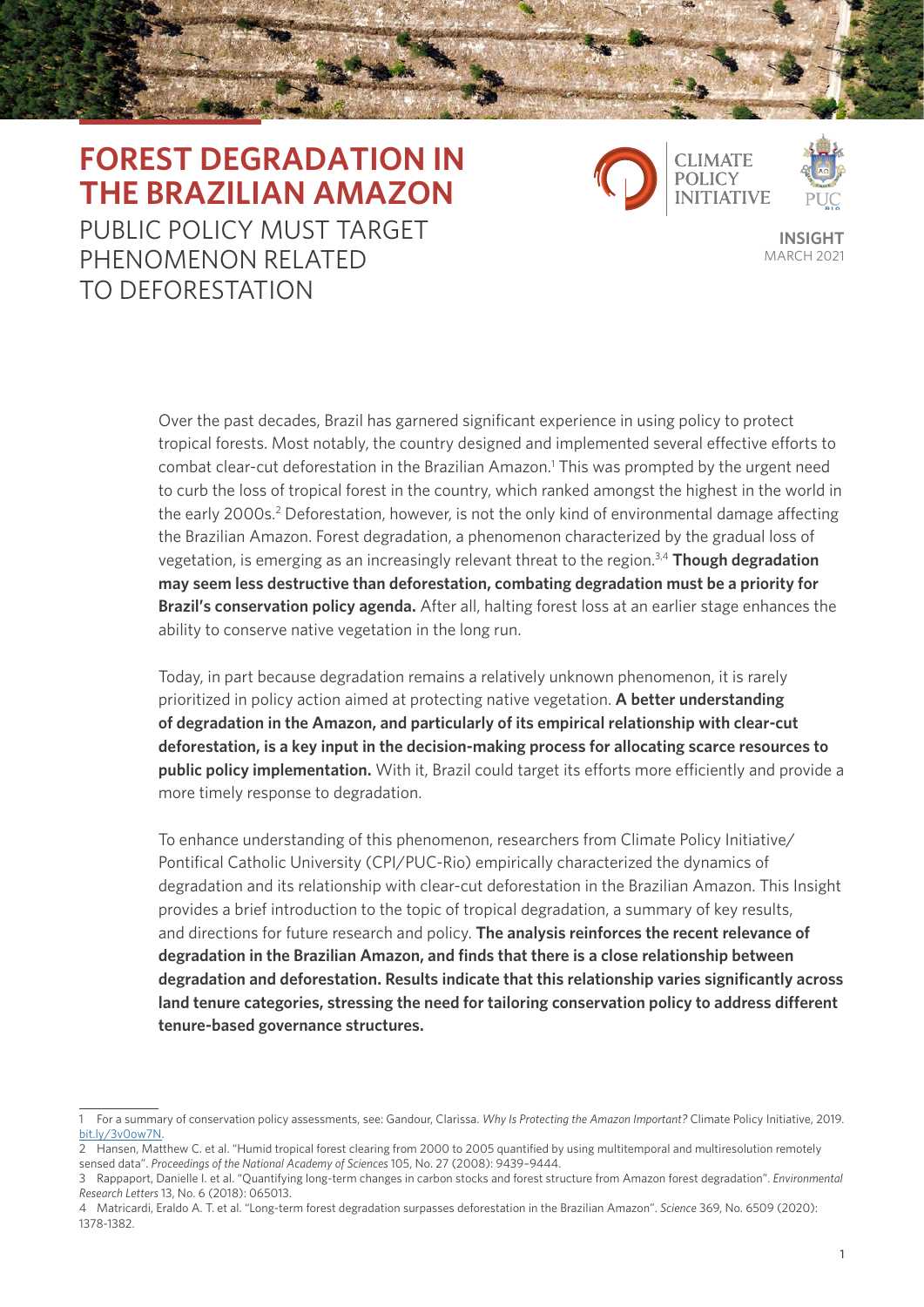# FOREST DEGRADATION IN THE BRAZILIAN AMAZON

## PUBLIC POLICY MUST TARGET PHENOMENON RELATED TO DEFORESTATION

**INSIGHT**
MARCH 2021

Over the past decades, Brazil has garnered significant experience in using policy to protect tropical forests. Most notably, the country designed and implemented several effective efforts to combat clear-cut deforestation in the Brazilian Amazon.[1] This was prompted by the urgent need to curb the loss of tropical forest in the country, which ranked amongst the highest in the world in the early 2000s.[2] Deforestation, however, is not the only kind of environmental damage affecting the Brazilian Amazon. Forest degradation, a phenomenon characterized by the gradual loss of vegetation, is emerging as an increasingly relevant threat to the region.[3,4] **Though degradation may seem less destructive than deforestation, combating degradation must be a priority for Brazil's conservation policy agenda.** After all, halting forest loss at an earlier stage enhances the ability to conserve native vegetation in the long run.

Today, in part because degradation remains a relatively unknown phenomenon, it is rarely prioritized in policy action aimed at protecting native vegetation. **A better understanding of degradation in the Amazon, and particularly of its empirical relationship with clear-cut deforestation, is a key input in the decision-making process for allocating scarce resources to public policy implementation.** With it, Brazil could target its efforts more efficiently and provide a more timely response to degradation.

To enhance understanding of this phenomenon, researchers from Climate Policy Initiative/Pontifical Catholic University (CPI/PUC-Rio) empirically characterized the dynamics of degradation and its relationship with clear-cut deforestation in the Brazilian Amazon. This Insight provides a brief introduction to the topic of tropical degradation, a summary of key results, and directions for future research and policy. **The analysis reinforces the recent relevance of degradation in the Brazilian Amazon, and finds that there is a close relationship between degradation and deforestation. Results indicate that this relationship varies significantly across land tenure categories, stressing the need for tailoring conservation policy to address different tenure-based governance structures.**

---

1 For a summary of conservation policy assessments, see: Gandour, Clarissa. *Why Is Protecting the Amazon Important?* Climate Policy Initiative, 2019. bit.ly/3v0ow7N.

2 Hansen, Matthew C. et al. "Humid tropical forest clearing from 2000 to 2005 quantified by using multitemporal and multiresolution remotely sensed data". *Proceedings of the National Academy of Sciences* 105, No. 27 (2008): 9439–9444.

3 Rappaport, Danielle I. et al. "Quantifying long-term changes in carbon stocks and forest structure from Amazon forest degradation". *Environmental Research Letters* 13, No. 6 (2018): 065013.

4 Matricardi, Eraldo A. T. et al. "Long-term forest degradation surpasses deforestation in the Brazilian Amazon". *Science* 369, No. 6509 (2020): 1378-1382.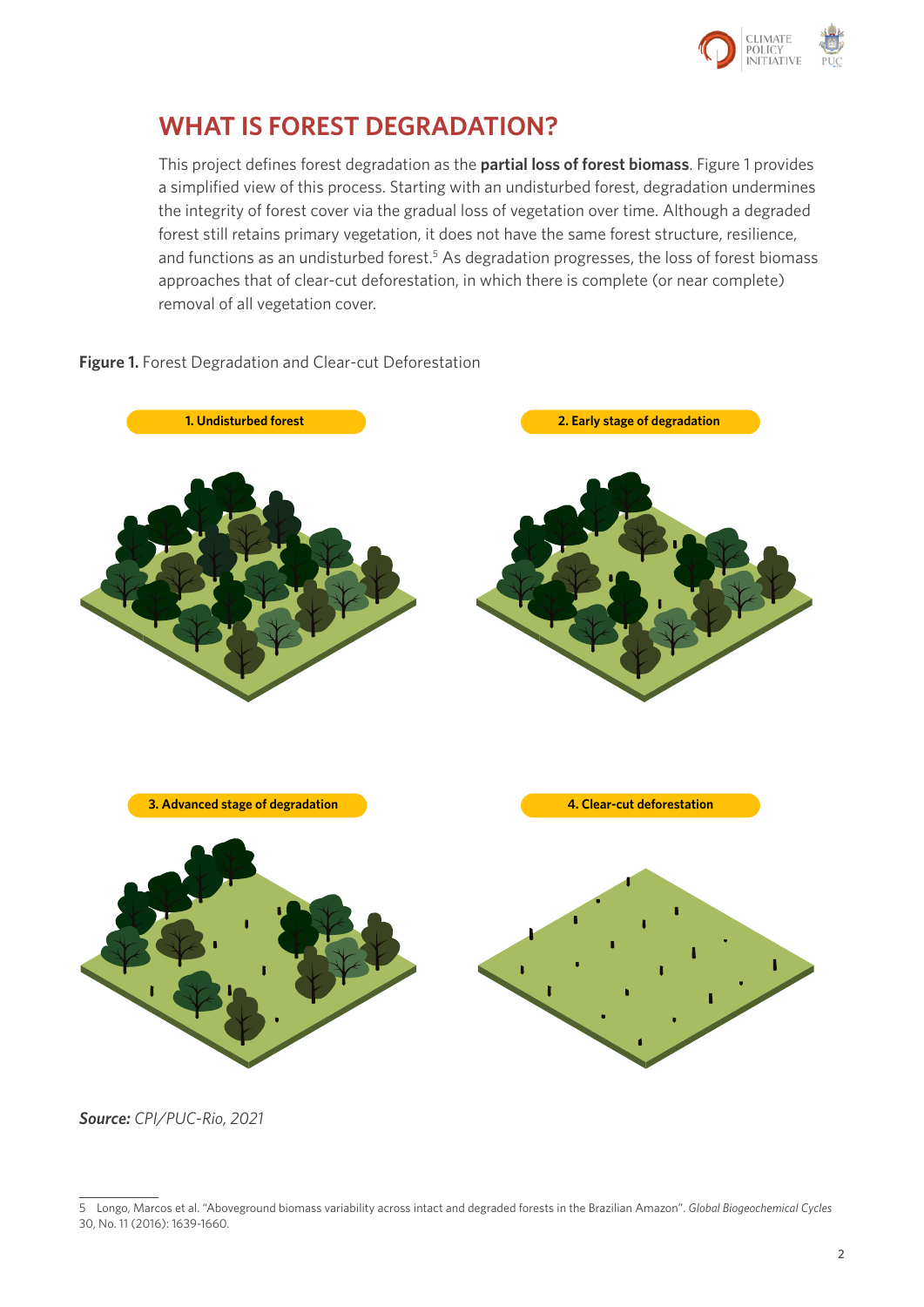## WHAT IS FOREST DEGRADATION?

This project defines forest degradation as the **partial loss of forest biomass**. Figure 1 provides a simplified view of this process. Starting with an undisturbed forest, degradation undermines the integrity of forest cover via the gradual loss of vegetation over time. Although a degraded forest still retains primary vegetation, it does not have the same forest structure, resilience, and functions as an undisturbed forest.[5] As degradation progresses, the loss of forest biomass approaches that of clear-cut deforestation, in which there is complete (or near complete) removal of all vegetation cover.

**Figure 1.** Forest Degradation and Clear-cut Deforestation

1. Undisturbed forest
2. Early stage of degradation
3. Advanced stage of degradation
4. Clear-cut deforestation

***Source:*** *CPI/PUC-Rio, 2021*

---

5 Longo, Marcos et al. "Aboveground biomass variability across intact and degraded forests in the Brazilian Amazon". *Global Biogeochemical Cycles* 30, No. 11 (2016): 1639-1660.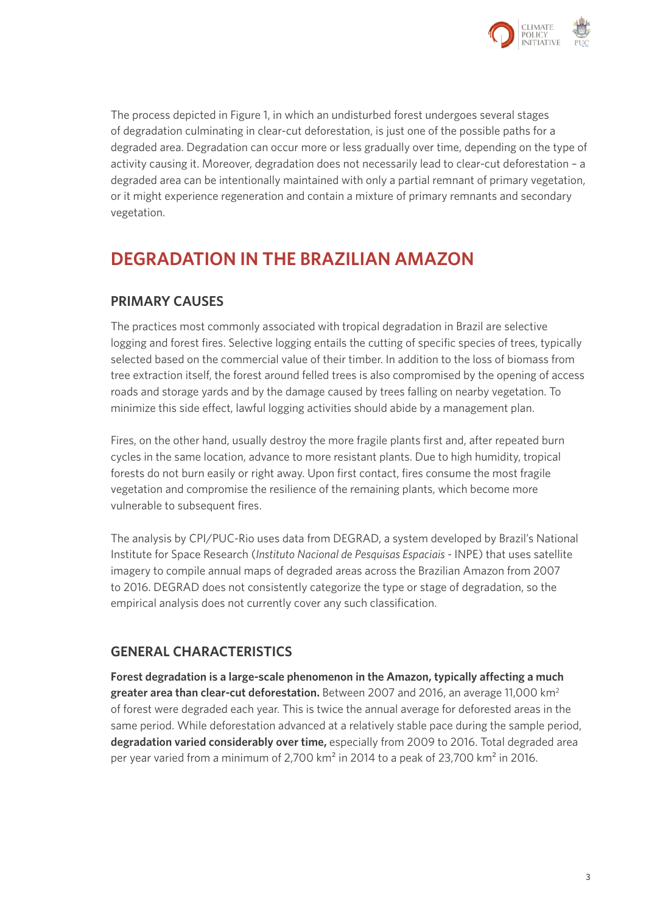The process depicted in Figure 1, in which an undisturbed forest undergoes several stages of degradation culminating in clear-cut deforestation, is just one of the possible paths for a degraded area. Degradation can occur more or less gradually over time, depending on the type of activity causing it. Moreover, degradation does not necessarily lead to clear-cut deforestation – a degraded area can be intentionally maintained with only a partial remnant of primary vegetation, or it might experience regeneration and contain a mixture of primary remnants and secondary vegetation.

# DEGRADATION IN THE BRAZILIAN AMAZON

## PRIMARY CAUSES

The practices most commonly associated with tropical degradation in Brazil are selective logging and forest fires. Selective logging entails the cutting of specific species of trees, typically selected based on the commercial value of their timber. In addition to the loss of biomass from tree extraction itself, the forest around felled trees is also compromised by the opening of access roads and storage yards and by the damage caused by trees falling on nearby vegetation. To minimize this side effect, lawful logging activities should abide by a management plan.

Fires, on the other hand, usually destroy the more fragile plants first and, after repeated burn cycles in the same location, advance to more resistant plants. Due to high humidity, tropical forests do not burn easily or right away. Upon first contact, fires consume the most fragile vegetation and compromise the resilience of the remaining plants, which become more vulnerable to subsequent fires.

The analysis by CPI/PUC-Rio uses data from DEGRAD, a system developed by Brazil's National Institute for Space Research (*Instituto Nacional de Pesquisas Espaciais* - INPE) that uses satellite imagery to compile annual maps of degraded areas across the Brazilian Amazon from 2007 to 2016. DEGRAD does not consistently categorize the type or stage of degradation, so the empirical analysis does not currently cover any such classification.

## GENERAL CHARACTERISTICS

**Forest degradation is a large-scale phenomenon in the Amazon, typically affecting a much greater area than clear-cut deforestation.** Between 2007 and 2016, an average 11,000 km$^2$ of forest were degraded each year. This is twice the annual average for deforested areas in the same period. While deforestation advanced at a relatively stable pace during the sample period, **degradation varied considerably over time,** especially from 2009 to 2016. Total degraded area per year varied from a minimum of 2,700 km$^2$ in 2014 to a peak of 23,700 km$^2$ in 2016.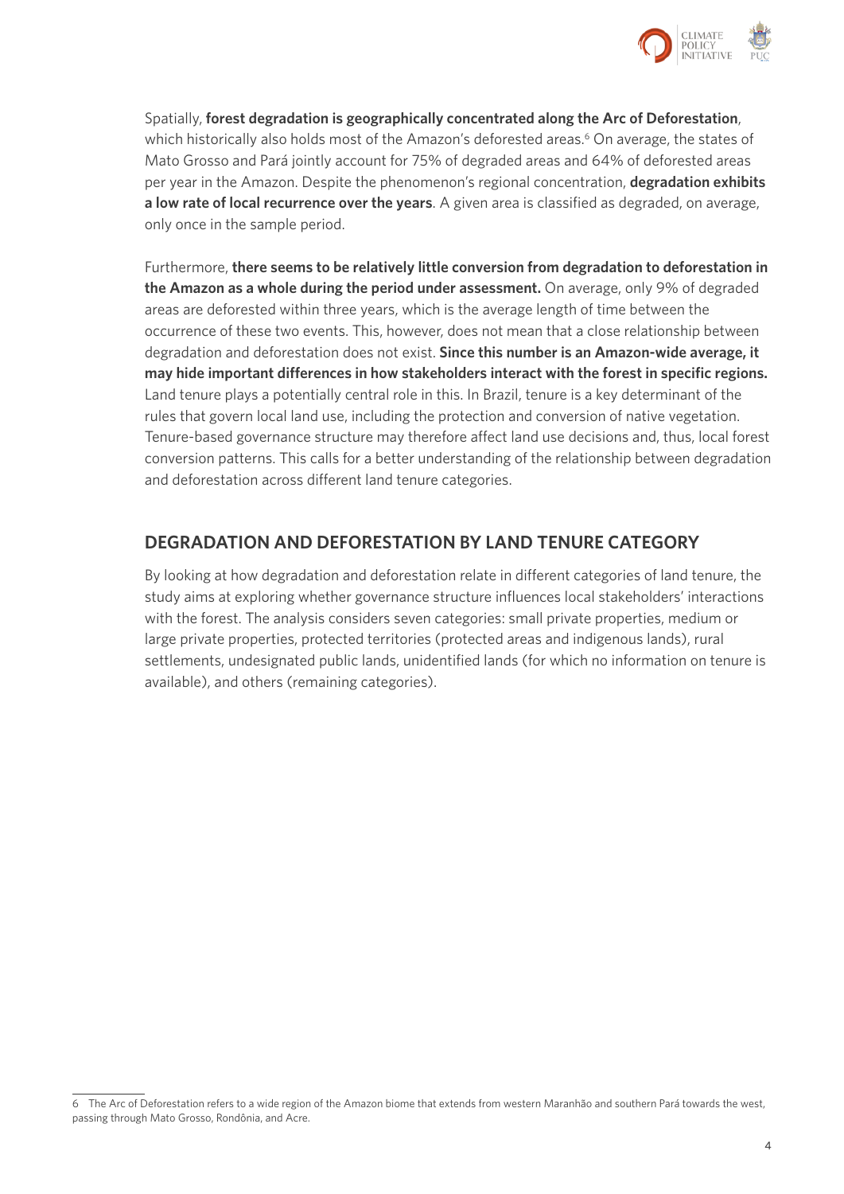Spatially, **forest degradation is geographically concentrated along the Arc of Deforestation**, which historically also holds most of the Amazon's deforested areas.[6] On average, the states of Mato Grosso and Pará jointly account for 75% of degraded areas and 64% of deforested areas per year in the Amazon. Despite the phenomenon's regional concentration, **degradation exhibits a low rate of local recurrence over the years**. A given area is classified as degraded, on average, only once in the sample period.

Furthermore, **there seems to be relatively little conversion from degradation to deforestation in the Amazon as a whole during the period under assessment.** On average, only 9% of degraded areas are deforested within three years, which is the average length of time between the occurrence of these two events. This, however, does not mean that a close relationship between degradation and deforestation does not exist. **Since this number is an Amazon-wide average, it may hide important differences in how stakeholders interact with the forest in specific regions.** Land tenure plays a potentially central role in this. In Brazil, tenure is a key determinant of the rules that govern local land use, including the protection and conversion of native vegetation. Tenure-based governance structure may therefore affect land use decisions and, thus, local forest conversion patterns. This calls for a better understanding of the relationship between degradation and deforestation across different land tenure categories.

## DEGRADATION AND DEFORESTATION BY LAND TENURE CATEGORY

By looking at how degradation and deforestation relate in different categories of land tenure, the study aims at exploring whether governance structure influences local stakeholders' interactions with the forest. The analysis considers seven categories: small private properties, medium or large private properties, protected territories (protected areas and indigenous lands), rural settlements, undesignated public lands, unidentified lands (for which no information on tenure is available), and others (remaining categories).

---

6 The Arc of Deforestation refers to a wide region of the Amazon biome that extends from western Maranhão and southern Pará towards the west, passing through Mato Grosso, Rondônia, and Acre.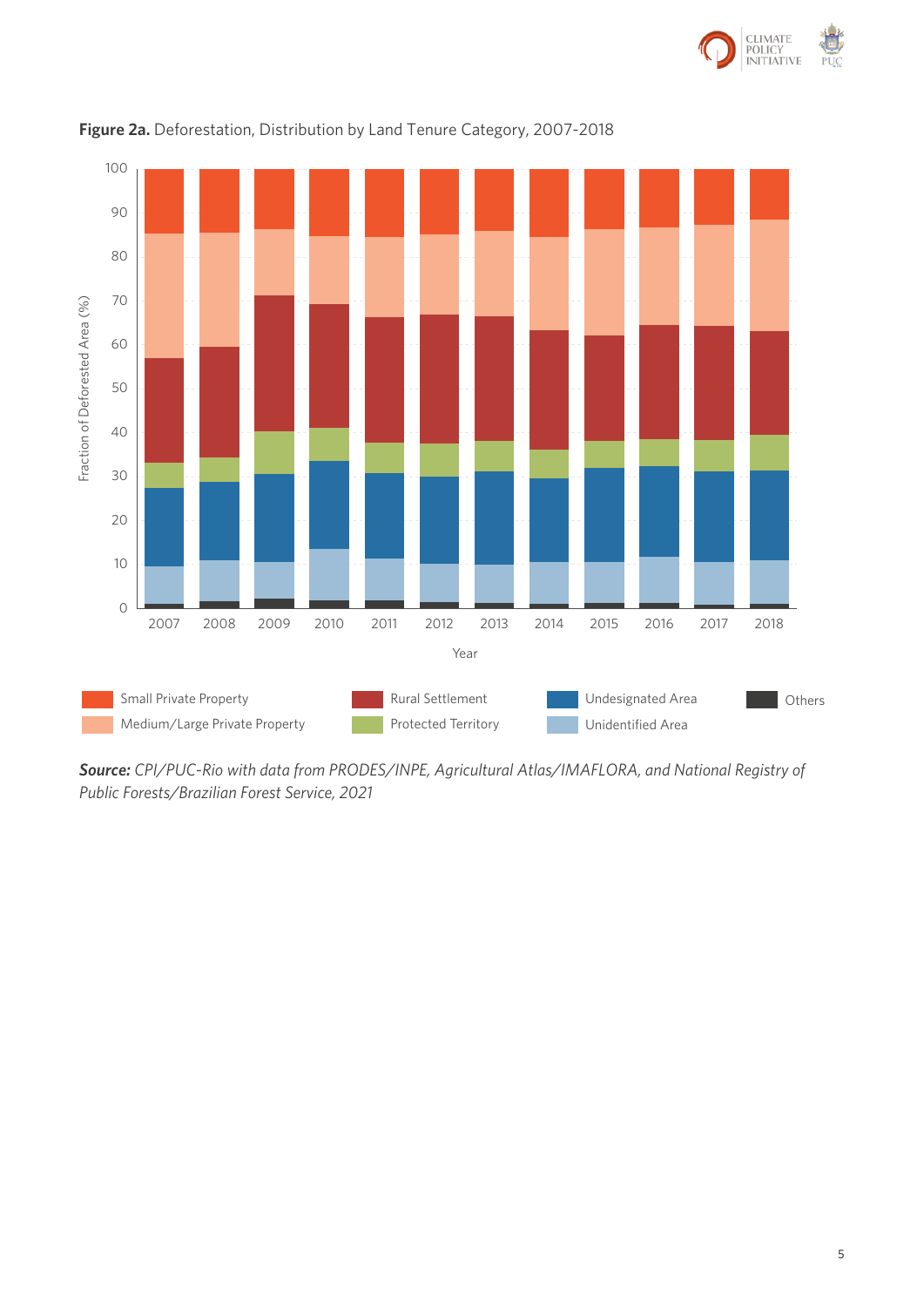**Figure 2a.** Deforestation, Distribution by Land Tenure Category, 2007-2018

***Source:*** *CPI/PUC-Rio with data from PRODES/INPE, Agricultural Atlas/IMAFLORA, and National Registry of Public Forests/Brazilian Forest Service, 2021*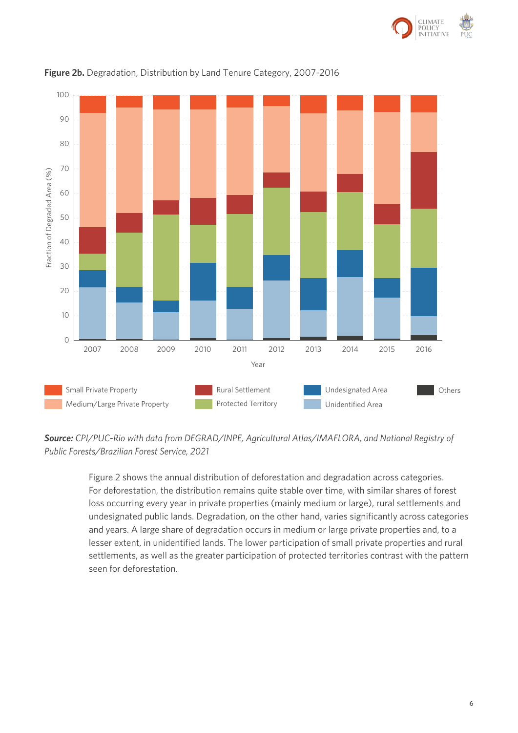**Figure 2b.** Degradation, Distribution by Land Tenure Category, 2007-2016

***Source:*** *CPI/PUC-Rio with data from DEGRAD/INPE, Agricultural Atlas/IMAFLORA, and National Registry of Public Forests/Brazilian Forest Service, 2021*

Figure 2 shows the annual distribution of deforestation and degradation across categories. For deforestation, the distribution remains quite stable over time, with similar shares of forest loss occurring every year in private properties (mainly medium or large), rural settlements and undesignated public lands. Degradation, on the other hand, varies significantly across categories and years. A large share of degradation occurs in medium or large private properties and, to a lesser extent, in unidentified lands. The lower participation of small private properties and rural settlements, as well as the greater participation of protected territories contrast with the pattern seen for deforestation.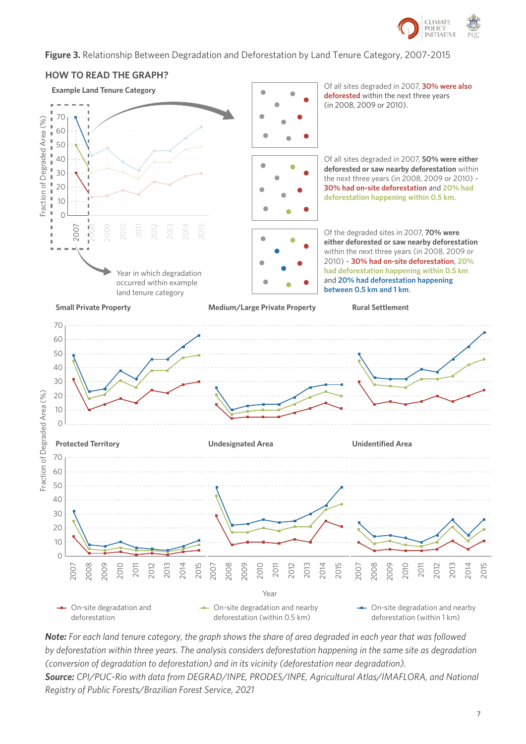**Figure 3.** Relationship Between Degradation and Deforestation by Land Tenure Category, 2007-2015

## HOW TO READ THE GRAPH?

**Example Land Tenure Category**

Year in which degradation occurred within example land tenure category

Of all sites degraded in 2007, **30% were also deforested** within the next three years (in 2008, 2009 or 2010).

Of all sites degraded in 2007, **50% were either deforested or saw nearby deforestation** within the next three years (in 2008, 2009 or 2010) – **30% had on-site deforestation** and **20% had deforestation happening within 0.5 km**.

Of the degraded sites in 2007, **70% were either deforested or saw nearby deforestation** within the next three years (in 2008, 2009 or 2010) – **30% had on-site deforestation**, **20% had deforestation happening within 0.5 km** and **20% had deforestation happening between 0.5 km and 1 km**.

**Small Private Property** | **Medium/Large Private Property** | **Rural Settlement**

**Protected Territory** | **Undesignated Area** | **Unidentified Area**

Fraction of Degraded Area (%)

Year

- On-site degradation and deforestation
- On-site degradation and nearby deforestation (within 0.5 km)
- On-site degradation and nearby deforestation (within 1 km)

***Note:*** *For each land tenure category, the graph shows the share of area degraded in each year that was followed by deforestation within three years. The analysis considers deforestation happening in the same site as degradation (conversion of degradation to deforestation) and in its vicinity (deforestation near degradation).*

***Source:*** *CPI/PUC-Rio with data from DEGRAD/INPE, PRODES/INPE, Agricultural Atlas/IMAFLORA, and National Registry of Public Forests/Brazilian Forest Service, 2021*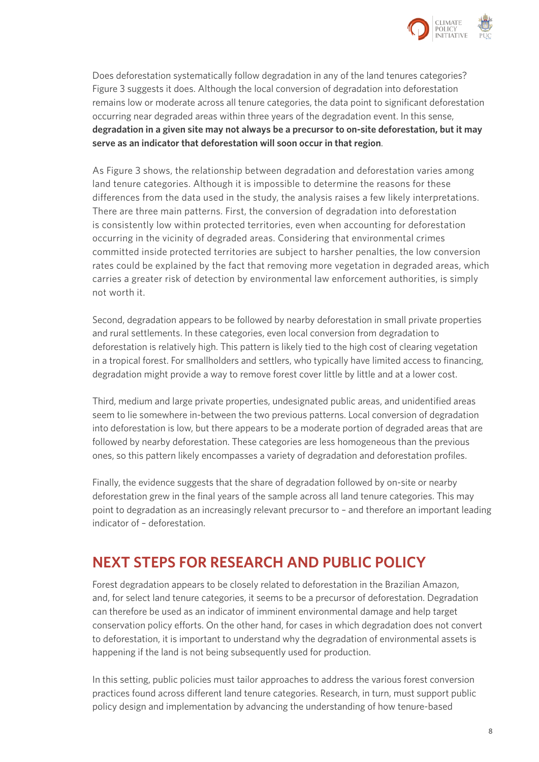Does deforestation systematically follow degradation in any of the land tenures categories? Figure 3 suggests it does. Although the local conversion of degradation into deforestation remains low or moderate across all tenure categories, the data point to significant deforestation occurring near degraded areas within three years of the degradation event. In this sense, **degradation in a given site may not always be a precursor to on-site deforestation, but it may serve as an indicator that deforestation will soon occur in that region**.

As Figure 3 shows, the relationship between degradation and deforestation varies among land tenure categories. Although it is impossible to determine the reasons for these differences from the data used in the study, the analysis raises a few likely interpretations. There are three main patterns. First, the conversion of degradation into deforestation is consistently low within protected territories, even when accounting for deforestation occurring in the vicinity of degraded areas. Considering that environmental crimes committed inside protected territories are subject to harsher penalties, the low conversion rates could be explained by the fact that removing more vegetation in degraded areas, which carries a greater risk of detection by environmental law enforcement authorities, is simply not worth it.

Second, degradation appears to be followed by nearby deforestation in small private properties and rural settlements. In these categories, even local conversion from degradation to deforestation is relatively high. This pattern is likely tied to the high cost of clearing vegetation in a tropical forest. For smallholders and settlers, who typically have limited access to financing, degradation might provide a way to remove forest cover little by little and at a lower cost.

Third, medium and large private properties, undesignated public areas, and unidentified areas seem to lie somewhere in-between the two previous patterns. Local conversion of degradation into deforestation is low, but there appears to be a moderate portion of degraded areas that are followed by nearby deforestation. These categories are less homogeneous than the previous ones, so this pattern likely encompasses a variety of degradation and deforestation profiles.

Finally, the evidence suggests that the share of degradation followed by on-site or nearby deforestation grew in the final years of the sample across all land tenure categories. This may point to degradation as an increasingly relevant precursor to – and therefore an important leading indicator of – deforestation.

## NEXT STEPS FOR RESEARCH AND PUBLIC POLICY

Forest degradation appears to be closely related to deforestation in the Brazilian Amazon, and, for select land tenure categories, it seems to be a precursor of deforestation. Degradation can therefore be used as an indicator of imminent environmental damage and help target conservation policy efforts. On the other hand, for cases in which degradation does not convert to deforestation, it is important to understand why the degradation of environmental assets is happening if the land is not being subsequently used for production.

In this setting, public policies must tailor approaches to address the various forest conversion practices found across different land tenure categories. Research, in turn, must support public policy design and implementation by advancing the understanding of how tenure-based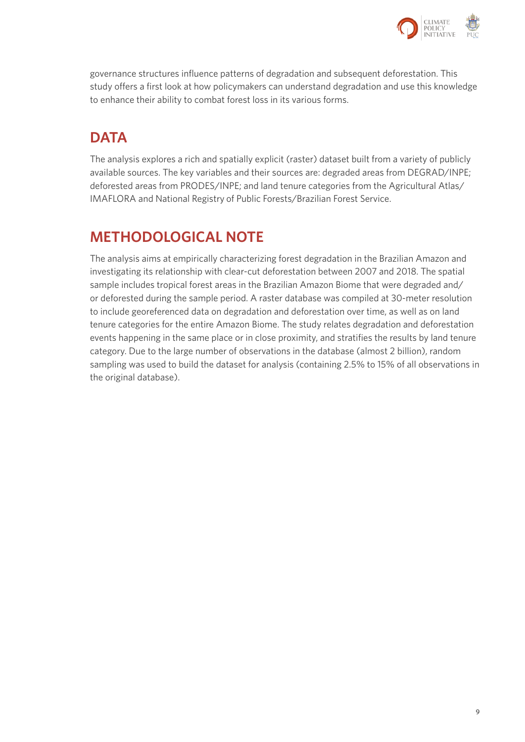governance structures influence patterns of degradation and subsequent deforestation. This study offers a first look at how policymakers can understand degradation and use this knowledge to enhance their ability to combat forest loss in its various forms.

## DATA

The analysis explores a rich and spatially explicit (raster) dataset built from a variety of publicly available sources. The key variables and their sources are: degraded areas from DEGRAD/INPE; deforested areas from PRODES/INPE; and land tenure categories from the Agricultural Atlas/IMAFLORA and National Registry of Public Forests/Brazilian Forest Service.

## METHODOLOGICAL NOTE

The analysis aims at empirically characterizing forest degradation in the Brazilian Amazon and investigating its relationship with clear-cut deforestation between 2007 and 2018. The spatial sample includes tropical forest areas in the Brazilian Amazon Biome that were degraded and/or deforested during the sample period. A raster database was compiled at 30-meter resolution to include georeferenced data on degradation and deforestation over time, as well as on land tenure categories for the entire Amazon Biome. The study relates degradation and deforestation events happening in the same place or in close proximity, and stratifies the results by land tenure category. Due to the large number of observations in the database (almost 2 billion), random sampling was used to build the dataset for analysis (containing 2.5% to 15% of all observations in the original database).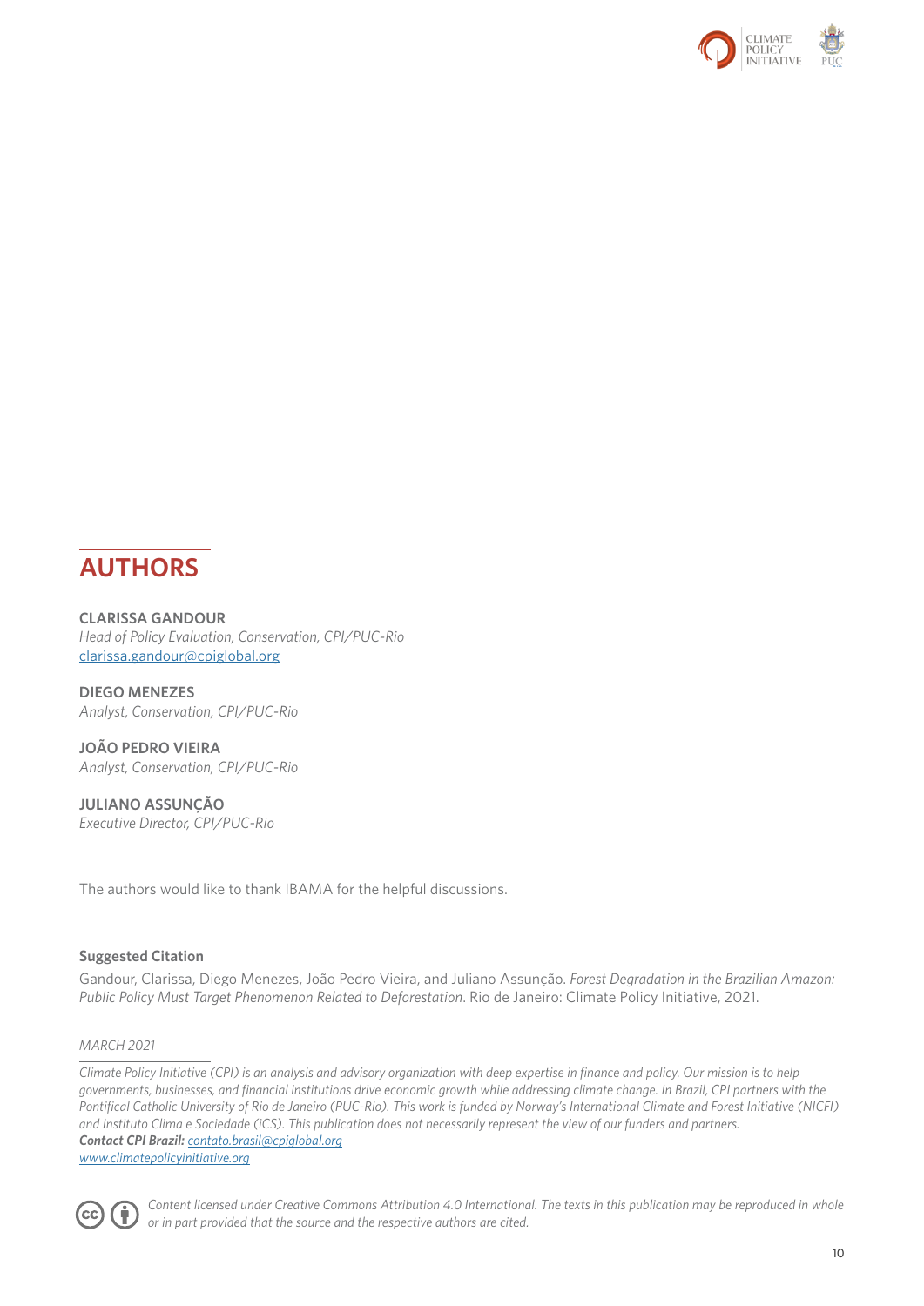## AUTHORS

**CLARISSA GANDOUR**
*Head of Policy Evaluation, Conservation, CPI/PUC-Rio*
clarissa.gandour@cpiglobal.org

**DIEGO MENEZES**
*Analyst, Conservation, CPI/PUC-Rio*

**JOÃO PEDRO VIEIRA**
*Analyst, Conservation, CPI/PUC-Rio*

**JULIANO ASSUNÇÃO**
*Executive Director, CPI/PUC-Rio*

The authors would like to thank IBAMA for the helpful discussions.

**Suggested Citation**

Gandour, Clarissa, Diego Menezes, João Pedro Vieira, and Juliano Assunção. *Forest Degradation in the Brazilian Amazon: Public Policy Must Target Phenomenon Related to Deforestation*. Rio de Janeiro: Climate Policy Initiative, 2021.

*MARCH 2021*

*Climate Policy Initiative (CPI) is an analysis and advisory organization with deep expertise in finance and policy. Our mission is to help governments, businesses, and financial institutions drive economic growth while addressing climate change. In Brazil, CPI partners with the Pontifical Catholic University of Rio de Janeiro (PUC-Rio). This work is funded by Norway's International Climate and Forest Initiative (NICFI) and Instituto Clima e Sociedade (iCS). This publication does not necessarily represent the view of our funders and partners.*
***Contact CPI Brazil:*** *contato.brasil@cpiglobal.org*
*www.climatepolicyinitiative.org*

*Content licensed under Creative Commons Attribution 4.0 International. The texts in this publication may be reproduced in whole or in part provided that the source and the respective authors are cited.*